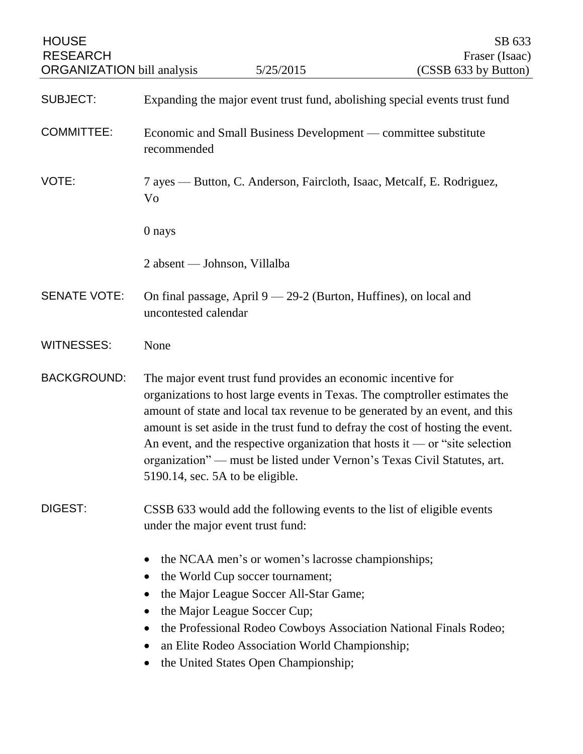HOUSE RESEARCH ORGANIZATION bill analysis — 5/25/2015

SB 633
Fraser (Isaac)
(CSSB 633 by Button)

**SUBJECT:** Expanding the major event trust fund, abolishing special events trust fund

**COMMITTEE:** Economic and Small Business Development — committee substitute recommended

**VOTE:** 7 ayes — Button, C. Anderson, Faircloth, Isaac, Metcalf, E. Rodriguez, Vo

0 nays

2 absent — Johnson, Villalba

**SENATE VOTE:** On final passage, April 9 — 29-2 (Burton, Huffines), on local and uncontested calendar

**WITNESSES:** None

**BACKGROUND:** The major event trust fund provides an economic incentive for organizations to host large events in Texas. The comptroller estimates the amount of state and local tax revenue to be generated by an event, and this amount is set aside in the trust fund to defray the cost of hosting the event. An event, and the respective organization that hosts it — or "site selection organization" — must be listed under Vernon's Texas Civil Statutes, art. 5190.14, sec. 5A to be eligible.

**DIGEST:** CSSB 633 would add the following events to the list of eligible events under the major event trust fund:

- the NCAA men's or women's lacrosse championships;
- the World Cup soccer tournament;
- the Major League Soccer All-Star Game;
- the Major League Soccer Cup;
- the Professional Rodeo Cowboys Association National Finals Rodeo;
- an Elite Rodeo Association World Championship;
- the United States Open Championship;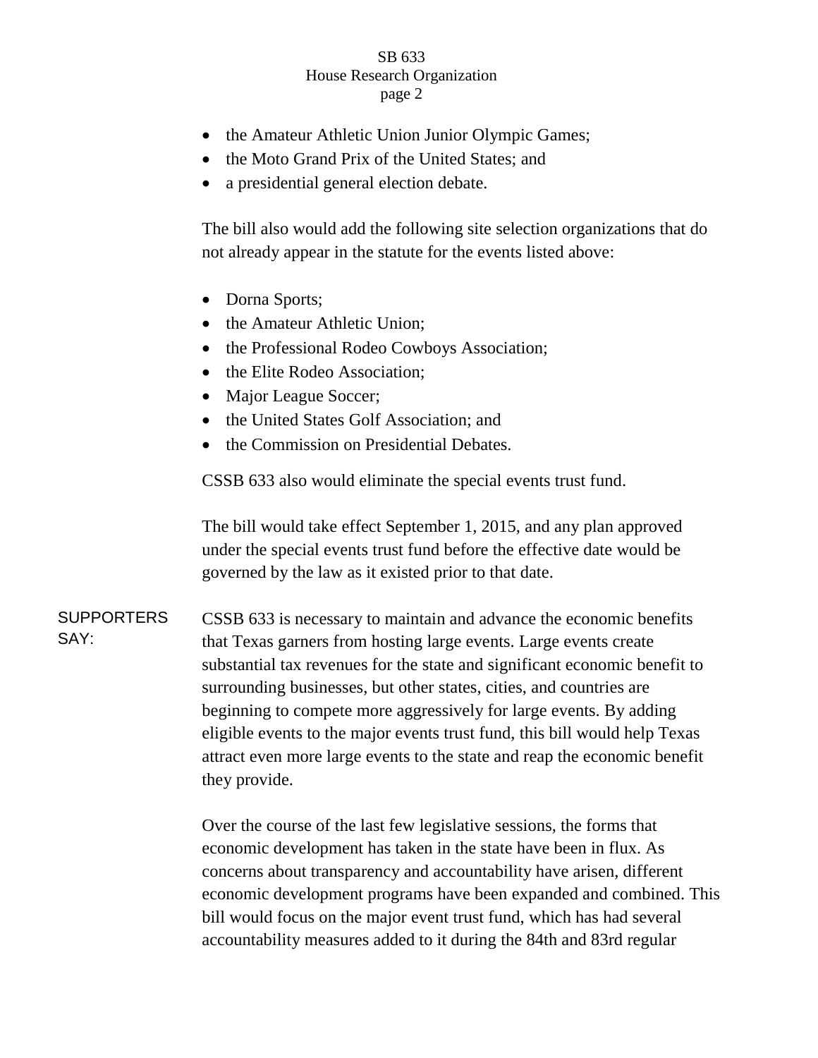- the Amateur Athletic Union Junior Olympic Games;
- the Moto Grand Prix of the United States; and
- a presidential general election debate.

The bill also would add the following site selection organizations that do not already appear in the statute for the events listed above:

- Dorna Sports;
- the Amateur Athletic Union;
- the Professional Rodeo Cowboys Association;
- the Elite Rodeo Association;
- Major League Soccer;
- the United States Golf Association; and
- the Commission on Presidential Debates.

CSSB 633 also would eliminate the special events trust fund.

The bill would take effect September 1, 2015, and any plan approved under the special events trust fund before the effective date would be governed by the law as it existed prior to that date.

**SUPPORTERS SAY:**

CSSB 633 is necessary to maintain and advance the economic benefits that Texas garners from hosting large events. Large events create substantial tax revenues for the state and significant economic benefit to surrounding businesses, but other states, cities, and countries are beginning to compete more aggressively for large events. By adding eligible events to the major events trust fund, this bill would help Texas attract even more large events to the state and reap the economic benefit they provide.

Over the course of the last few legislative sessions, the forms that economic development has taken in the state have been in flux. As concerns about transparency and accountability have arisen, different economic development programs have been expanded and combined. This bill would focus on the major event trust fund, which has had several accountability measures added to it during the 84th and 83rd regular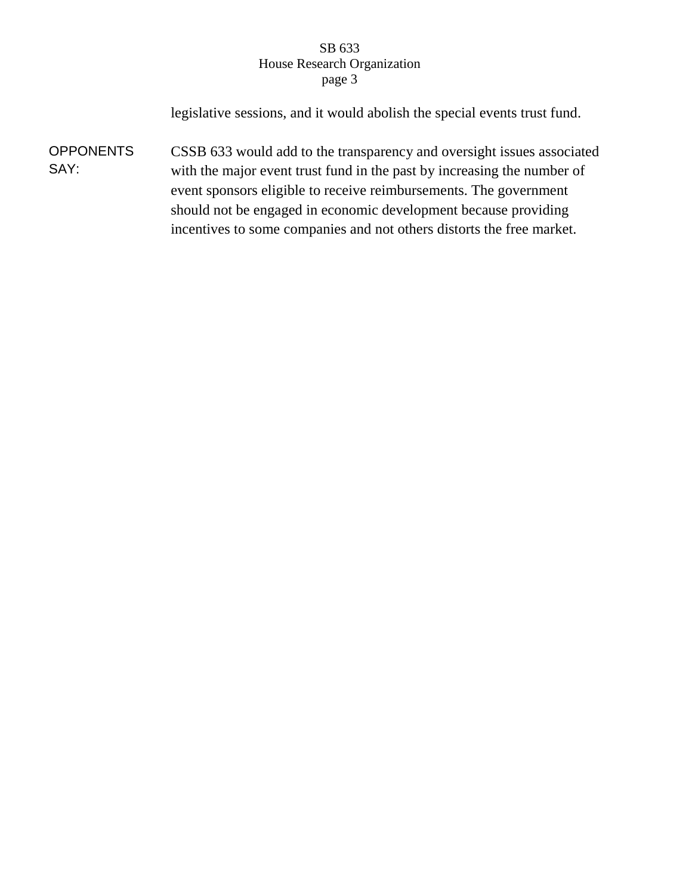legislative sessions, and it would abolish the special events trust fund.

**OPPONENTS SAY:**

CSSB 633 would add to the transparency and oversight issues associated with the major event trust fund in the past by increasing the number of event sponsors eligible to receive reimbursements. The government should not be engaged in economic development because providing incentives to some companies and not others distorts the free market.